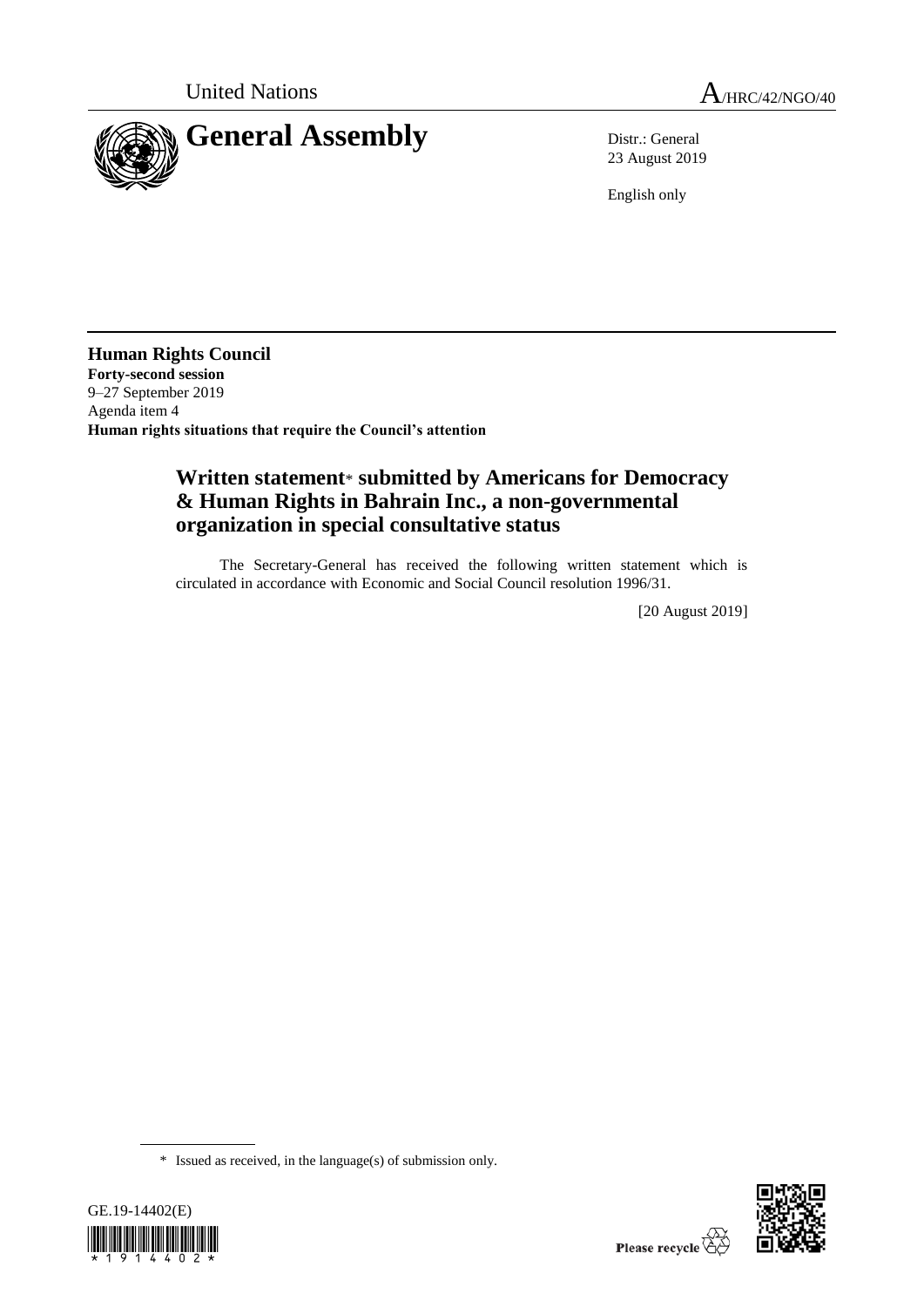United Nations

A/HRC/42/NGO/40

# General Assembly

Distr.: General
23 August 2019

English only

**Human Rights Council**
**Forty-second session**
9–27 September 2019
Agenda item 4
**Human rights situations that require the Council's attention**

## Written statement* submitted by Americans for Democracy & Human Rights in Bahrain Inc., a non-governmental organization in special consultative status

The Secretary-General has received the following written statement which is circulated in accordance with Economic and Social Council resolution 1996/31.

[20 August 2019]

\* Issued as received, in the language(s) of submission only.

GE.19-14402(E)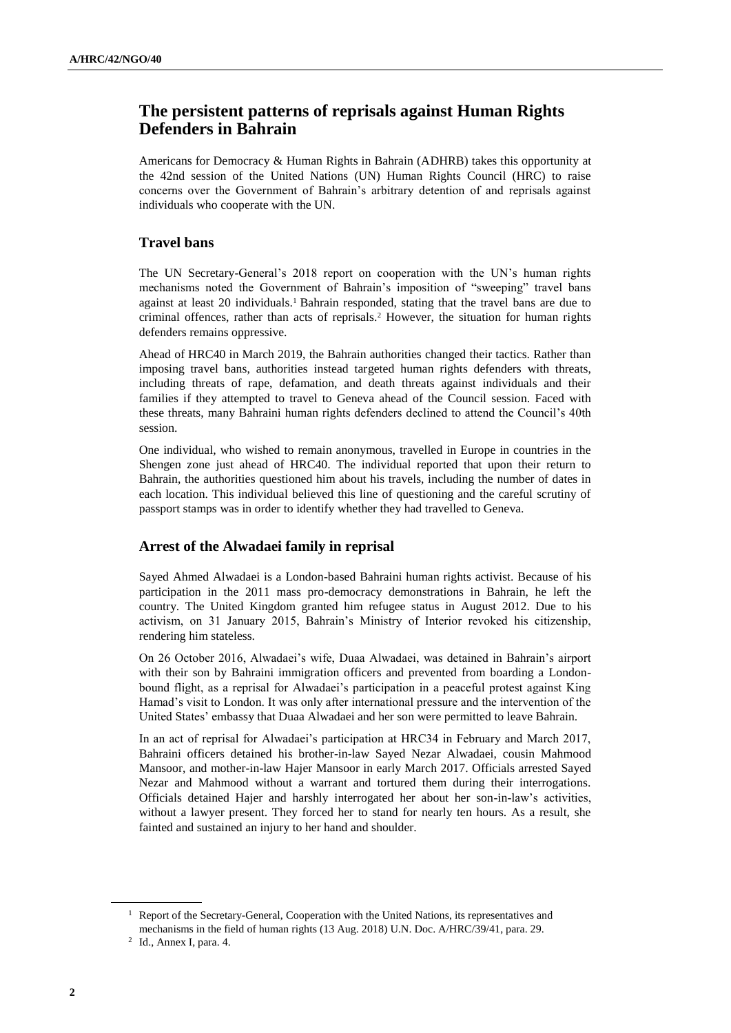## The persistent patterns of reprisals against Human Rights Defenders in Bahrain

Americans for Democracy & Human Rights in Bahrain (ADHRB) takes this opportunity at the 42nd session of the United Nations (UN) Human Rights Council (HRC) to raise concerns over the Government of Bahrain's arbitrary detention of and reprisals against individuals who cooperate with the UN.

### Travel bans

The UN Secretary-General's 2018 report on cooperation with the UN's human rights mechanisms noted the Government of Bahrain's imposition of "sweeping" travel bans against at least 20 individuals.[1] Bahrain responded, stating that the travel bans are due to criminal offences, rather than acts of reprisals.[2] However, the situation for human rights defenders remains oppressive.

Ahead of HRC40 in March 2019, the Bahrain authorities changed their tactics. Rather than imposing travel bans, authorities instead targeted human rights defenders with threats, including threats of rape, defamation, and death threats against individuals and their families if they attempted to travel to Geneva ahead of the Council session. Faced with these threats, many Bahraini human rights defenders declined to attend the Council's 40th session.

One individual, who wished to remain anonymous, travelled in Europe in countries in the Shengen zone just ahead of HRC40. The individual reported that upon their return to Bahrain, the authorities questioned him about his travels, including the number of dates in each location. This individual believed this line of questioning and the careful scrutiny of passport stamps was in order to identify whether they had travelled to Geneva.

### Arrest of the Alwadaei family in reprisal

Sayed Ahmed Alwadaei is a London-based Bahraini human rights activist. Because of his participation in the 2011 mass pro-democracy demonstrations in Bahrain, he left the country. The United Kingdom granted him refugee status in August 2012. Due to his activism, on 31 January 2015, Bahrain's Ministry of Interior revoked his citizenship, rendering him stateless.

On 26 October 2016, Alwadaei's wife, Duaa Alwadaei, was detained in Bahrain's airport with their son by Bahraini immigration officers and prevented from boarding a London-bound flight, as a reprisal for Alwadaei's participation in a peaceful protest against King Hamad's visit to London. It was only after international pressure and the intervention of the United States' embassy that Duaa Alwadaei and her son were permitted to leave Bahrain.

In an act of reprisal for Alwadaei's participation at HRC34 in February and March 2017, Bahraini officers detained his brother-in-law Sayed Nezar Alwadaei, cousin Mahmood Mansoor, and mother-in-law Hajer Mansoor in early March 2017. Officials arrested Sayed Nezar and Mahmood without a warrant and tortured them during their interrogations. Officials detained Hajer and harshly interrogated her about her son-in-law's activities, without a lawyer present. They forced her to stand for nearly ten hours. As a result, she fainted and sustained an injury to her hand and shoulder.

---

[1] Report of the Secretary-General, Cooperation with the United Nations, its representatives and mechanisms in the field of human rights (13 Aug. 2018) U.N. Doc. A/HRC/39/41, para. 29.

[2] Id., Annex I, para. 4.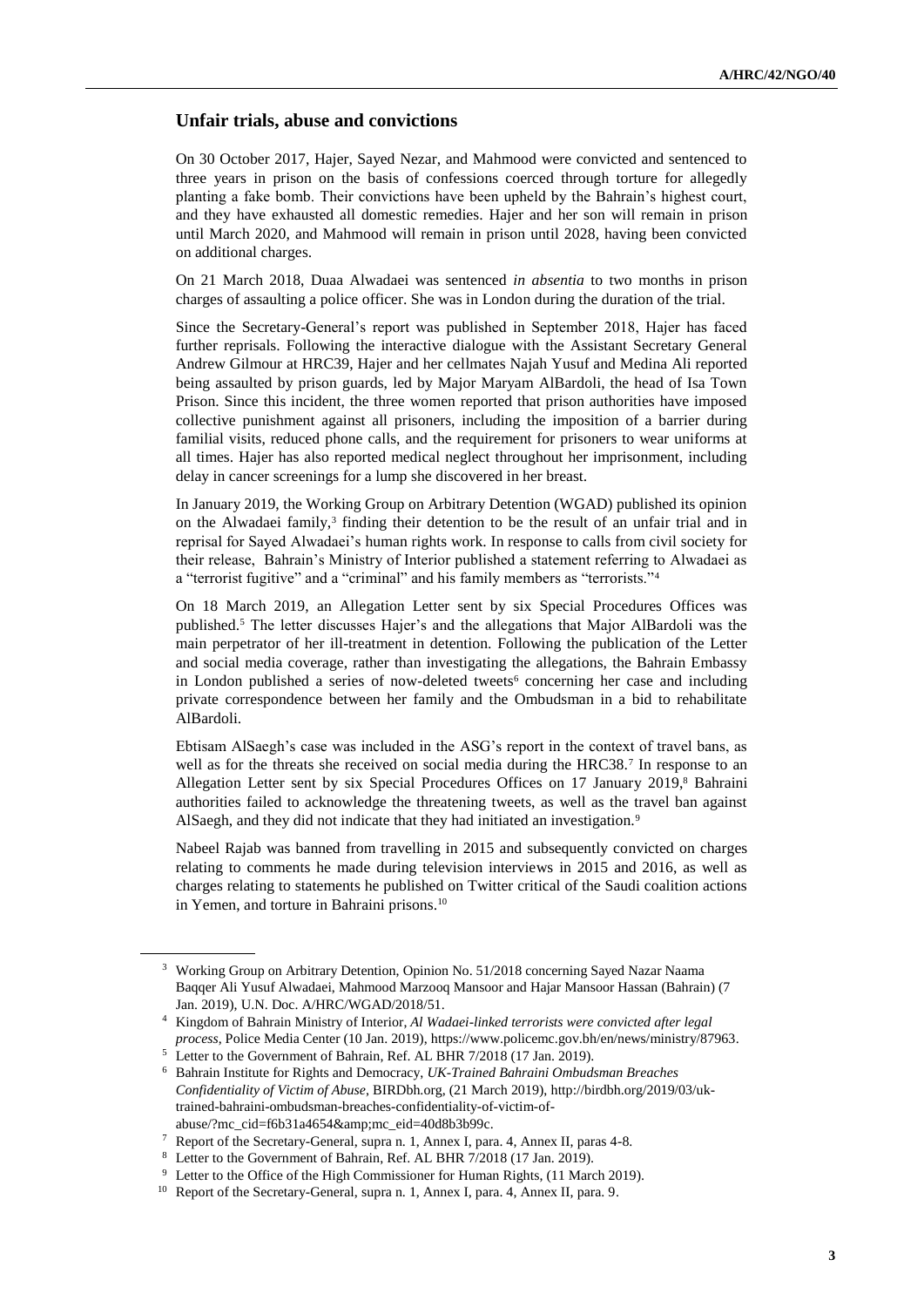## Unfair trials, abuse and convictions

On 30 October 2017, Hajer, Sayed Nezar, and Mahmood were convicted and sentenced to three years in prison on the basis of confessions coerced through torture for allegedly planting a fake bomb. Their convictions have been upheld by the Bahrain's highest court, and they have exhausted all domestic remedies. Hajer and her son will remain in prison until March 2020, and Mahmood will remain in prison until 2028, having been convicted on additional charges.

On 21 March 2018, Duaa Alwadaei was sentenced *in absentia* to two months in prison charges of assaulting a police officer. She was in London during the duration of the trial.

Since the Secretary-General's report was published in September 2018, Hajer has faced further reprisals. Following the interactive dialogue with the Assistant Secretary General Andrew Gilmour at HRC39, Hajer and her cellmates Najah Yusuf and Medina Ali reported being assaulted by prison guards, led by Major Maryam AlBardoli, the head of Isa Town Prison. Since this incident, the three women reported that prison authorities have imposed collective punishment against all prisoners, including the imposition of a barrier during familial visits, reduced phone calls, and the requirement for prisoners to wear uniforms at all times. Hajer has also reported medical neglect throughout her imprisonment, including delay in cancer screenings for a lump she discovered in her breast.

In January 2019, the Working Group on Arbitrary Detention (WGAD) published its opinion on the Alwadaei family,[3] finding their detention to be the result of an unfair trial and in reprisal for Sayed Alwadaei's human rights work. In response to calls from civil society for their release, Bahrain's Ministry of Interior published a statement referring to Alwadaei as a "terrorist fugitive" and a "criminal" and his family members as "terrorists."[4]

On 18 March 2019, an Allegation Letter sent by six Special Procedures Offices was published.[5] The letter discusses Hajer's and the allegations that Major AlBardoli was the main perpetrator of her ill-treatment in detention. Following the publication of the Letter and social media coverage, rather than investigating the allegations, the Bahrain Embassy in London published a series of now-deleted tweets[6] concerning her case and including private correspondence between her family and the Ombudsman in a bid to rehabilitate AlBardoli.

Ebtisam AlSaegh's case was included in the ASG's report in the context of travel bans, as well as for the threats she received on social media during the HRC38.[7] In response to an Allegation Letter sent by six Special Procedures Offices on 17 January 2019,[8] Bahraini authorities failed to acknowledge the threatening tweets, as well as the travel ban against AlSaegh, and they did not indicate that they had initiated an investigation.[9]

Nabeel Rajab was banned from travelling in 2015 and subsequently convicted on charges relating to comments he made during television interviews in 2015 and 2016, as well as charges relating to statements he published on Twitter critical of the Saudi coalition actions in Yemen, and torture in Bahraini prisons.[10]

---

[3] Working Group on Arbitrary Detention, Opinion No. 51/2018 concerning Sayed Nazar Naama Baqqer Ali Yusuf Alwadaei, Mahmood Marzooq Mansoor and Hajar Mansoor Hassan (Bahrain) (7 Jan. 2019), U.N. Doc. A/HRC/WGAD/2018/51.

[4] Kingdom of Bahrain Ministry of Interior, *Al Wadaei-linked terrorists were convicted after legal process*, Police Media Center (10 Jan. 2019), https://www.policemc.gov.bh/en/news/ministry/87963.

[5] Letter to the Government of Bahrain, Ref. AL BHR 7/2018 (17 Jan. 2019).

[6] Bahrain Institute for Rights and Democracy, *UK-Trained Bahraini Ombudsman Breaches Confidentiality of Victim of Abuse*, BIRDbh.org, (21 March 2019), http://birdbh.org/2019/03/uk-trained-bahraini-ombudsman-breaches-confidentiality-of-victim-of-abuse/?mc_cid=f6b31a4654&amp;mc_eid=40d8b3b99c.

[7] Report of the Secretary-General, supra n. 1, Annex I, para. 4, Annex II, paras 4-8.

[8] Letter to the Government of Bahrain, Ref. AL BHR 7/2018 (17 Jan. 2019).

[9] Letter to the Office of the High Commissioner for Human Rights, (11 March 2019).

[10] Report of the Secretary-General, supra n. 1, Annex I, para. 4, Annex II, para. 9.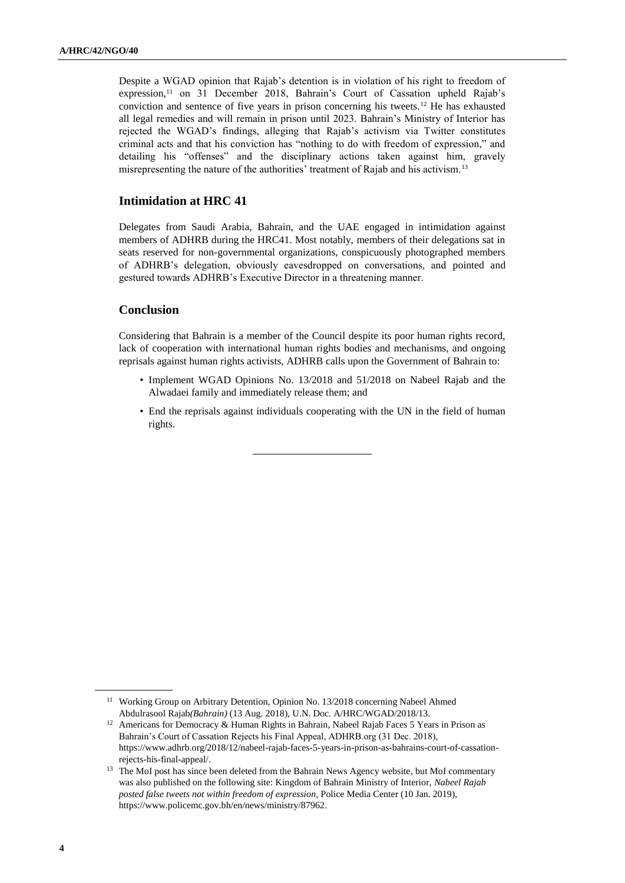Despite a WGAD opinion that Rajab's detention is in violation of his right to freedom of expression,[11] on 31 December 2018, Bahrain's Court of Cassation upheld Rajab's conviction and sentence of five years in prison concerning his tweets.[12] He has exhausted all legal remedies and will remain in prison until 2023. Bahrain's Ministry of Interior has rejected the WGAD's findings, alleging that Rajab's activism via Twitter constitutes criminal acts and that his conviction has "nothing to do with freedom of expression," and detailing his "offenses" and the disciplinary actions taken against him, gravely misrepresenting the nature of the authorities' treatment of Rajab and his activism.[13]

## Intimidation at HRC 41

Delegates from Saudi Arabia, Bahrain, and the UAE engaged in intimidation against members of ADHRB during the HRC41. Most notably, members of their delegations sat in seats reserved for non-governmental organizations, conspicuously photographed members of ADHRB's delegation, obviously eavesdropped on conversations, and pointed and gestured towards ADHRB's Executive Director in a threatening manner.

## Conclusion

Considering that Bahrain is a member of the Council despite its poor human rights record, lack of cooperation with international human rights bodies and mechanisms, and ongoing reprisals against human rights activists, ADHRB calls upon the Government of Bahrain to:

- Implement WGAD Opinions No. 13/2018 and 51/2018 on Nabeel Rajab and the Alwadaei family and immediately release them; and
- End the reprisals against individuals cooperating with the UN in the field of human rights.

---

[11] Working Group on Arbitrary Detention, Opinion No. 13/2018 concerning Nabeel Ahmed Abdulrasool Rajab *(Bahrain)* (13 Aug. 2018), U.N. Doc. A/HRC/WGAD/2018/13.

[12] Americans for Democracy & Human Rights in Bahrain, Nabeel Rajab Faces 5 Years in Prison as Bahrain's Court of Cassation Rejects his Final Appeal, ADHRB.org (31 Dec. 2018), https://www.adhrb.org/2018/12/nabeel-rajab-faces-5-years-in-prison-as-bahrains-court-of-cassation-rejects-his-final-appeal/.

[13] The MoI post has since been deleted from the Bahrain News Agency website, but MoI commentary was also published on the following site: Kingdom of Bahrain Ministry of Interior, *Nabeel Rajab posted false tweets not within freedom of expression*, Police Media Center (10 Jan. 2019), https://www.policemc.gov.bh/en/news/ministry/87962.